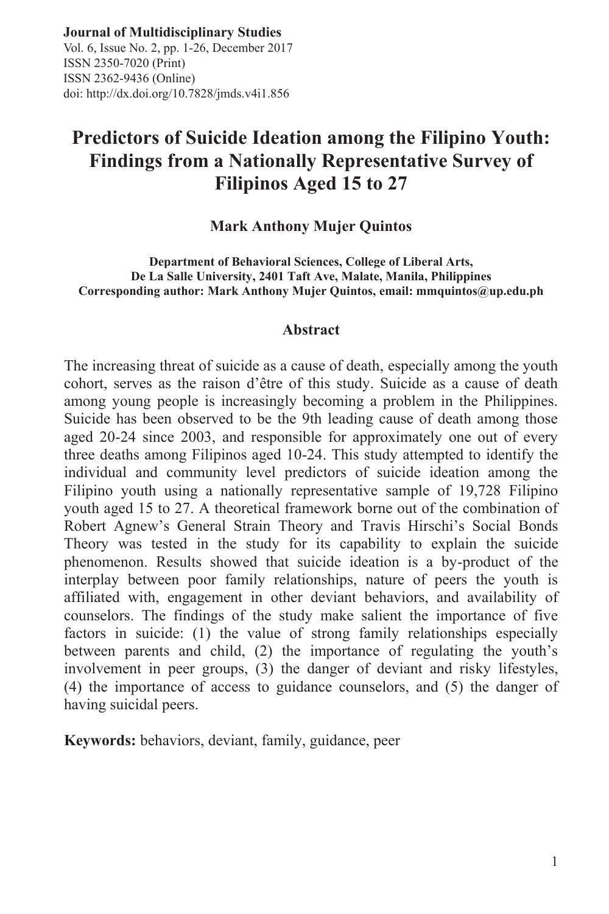**Journal of Multidisciplinary Studies**
Vol. 6, Issue No. 2, pp. 1-26, December 2017
ISSN 2350-7020 (Print)
ISSN 2362-9436 (Online)
doi: http://dx.doi.org/10.7828/jmds.v4i1.856

# Predictors of Suicide Ideation among the Filipino Youth: Findings from a Nationally Representative Survey of Filipinos Aged 15 to 27

**Mark Anthony Mujer Quintos**

**Department of Behavioral Sciences, College of Liberal Arts, De La Salle University, 2401 Taft Ave, Malate, Manila, Philippines**
**Corresponding author: Mark Anthony Mujer Quintos, email: mmquintos@up.edu.ph**

## Abstract

The increasing threat of suicide as a cause of death, especially among the youth cohort, serves as the raison d'être of this study. Suicide as a cause of death among young people is increasingly becoming a problem in the Philippines. Suicide has been observed to be the 9th leading cause of death among those aged 20-24 since 2003, and responsible for approximately one out of every three deaths among Filipinos aged 10-24. This study attempted to identify the individual and community level predictors of suicide ideation among the Filipino youth using a nationally representative sample of 19,728 Filipino youth aged 15 to 27. A theoretical framework borne out of the combination of Robert Agnew's General Strain Theory and Travis Hirschi's Social Bonds Theory was tested in the study for its capability to explain the suicide phenomenon. Results showed that suicide ideation is a by-product of the interplay between poor family relationships, nature of peers the youth is affiliated with, engagement in other deviant behaviors, and availability of counselors. The findings of the study make salient the importance of five factors in suicide: (1) the value of strong family relationships especially between parents and child, (2) the importance of regulating the youth's involvement in peer groups, (3) the danger of deviant and risky lifestyles, (4) the importance of access to guidance counselors, and (5) the danger of having suicidal peers.

**Keywords:** behaviors, deviant, family, guidance, peer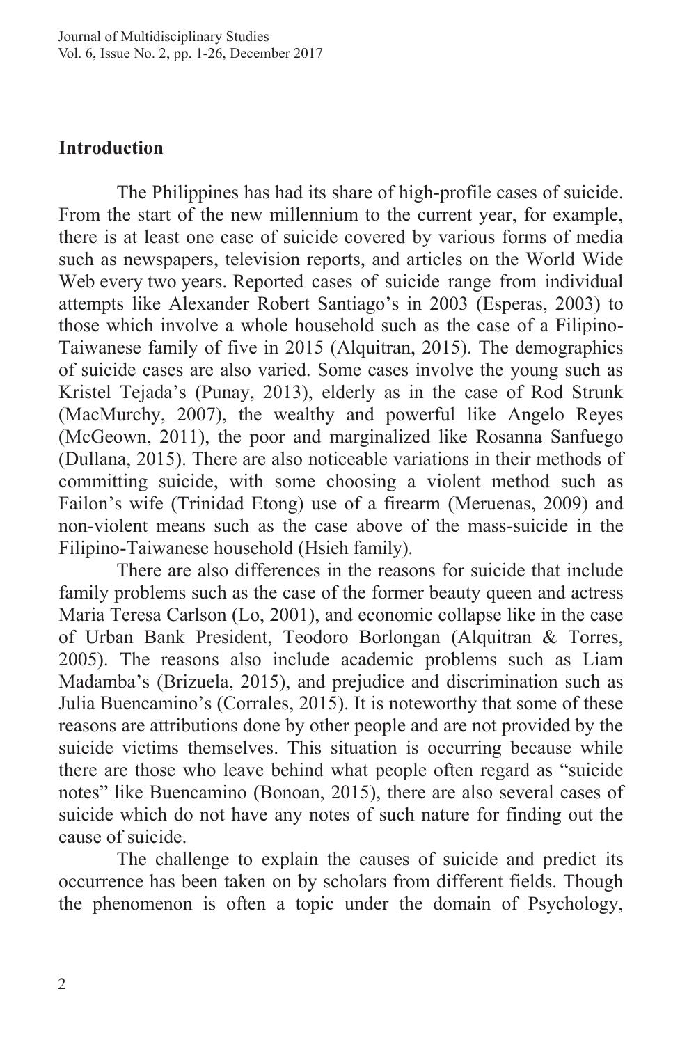## Introduction

The Philippines has had its share of high-profile cases of suicide. From the start of the new millennium to the current year, for example, there is at least one case of suicide covered by various forms of media such as newspapers, television reports, and articles on the World Wide Web every two years. Reported cases of suicide range from individual attempts like Alexander Robert Santiago's in 2003 (Esperas, 2003) to those which involve a whole household such as the case of a Filipino-Taiwanese family of five in 2015 (Alquitran, 2015). The demographics of suicide cases are also varied. Some cases involve the young such as Kristel Tejada's (Punay, 2013), elderly as in the case of Rod Strunk (MacMurchy, 2007), the wealthy and powerful like Angelo Reyes (McGeown, 2011), the poor and marginalized like Rosanna Sanfuego (Dullana, 2015). There are also noticeable variations in their methods of committing suicide, with some choosing a violent method such as Failon's wife (Trinidad Etong) use of a firearm (Meruenas, 2009) and non-violent means such as the case above of the mass-suicide in the Filipino-Taiwanese household (Hsieh family).

There are also differences in the reasons for suicide that include family problems such as the case of the former beauty queen and actress Maria Teresa Carlson (Lo, 2001), and economic collapse like in the case of Urban Bank President, Teodoro Borlongan (Alquitran & Torres, 2005). The reasons also include academic problems such as Liam Madamba's (Brizuela, 2015), and prejudice and discrimination such as Julia Buencamino's (Corrales, 2015). It is noteworthy that some of these reasons are attributions done by other people and are not provided by the suicide victims themselves. This situation is occurring because while there are those who leave behind what people often regard as "suicide notes" like Buencamino (Bonoan, 2015), there are also several cases of suicide which do not have any notes of such nature for finding out the cause of suicide.

The challenge to explain the causes of suicide and predict its occurrence has been taken on by scholars from different fields. Though the phenomenon is often a topic under the domain of Psychology,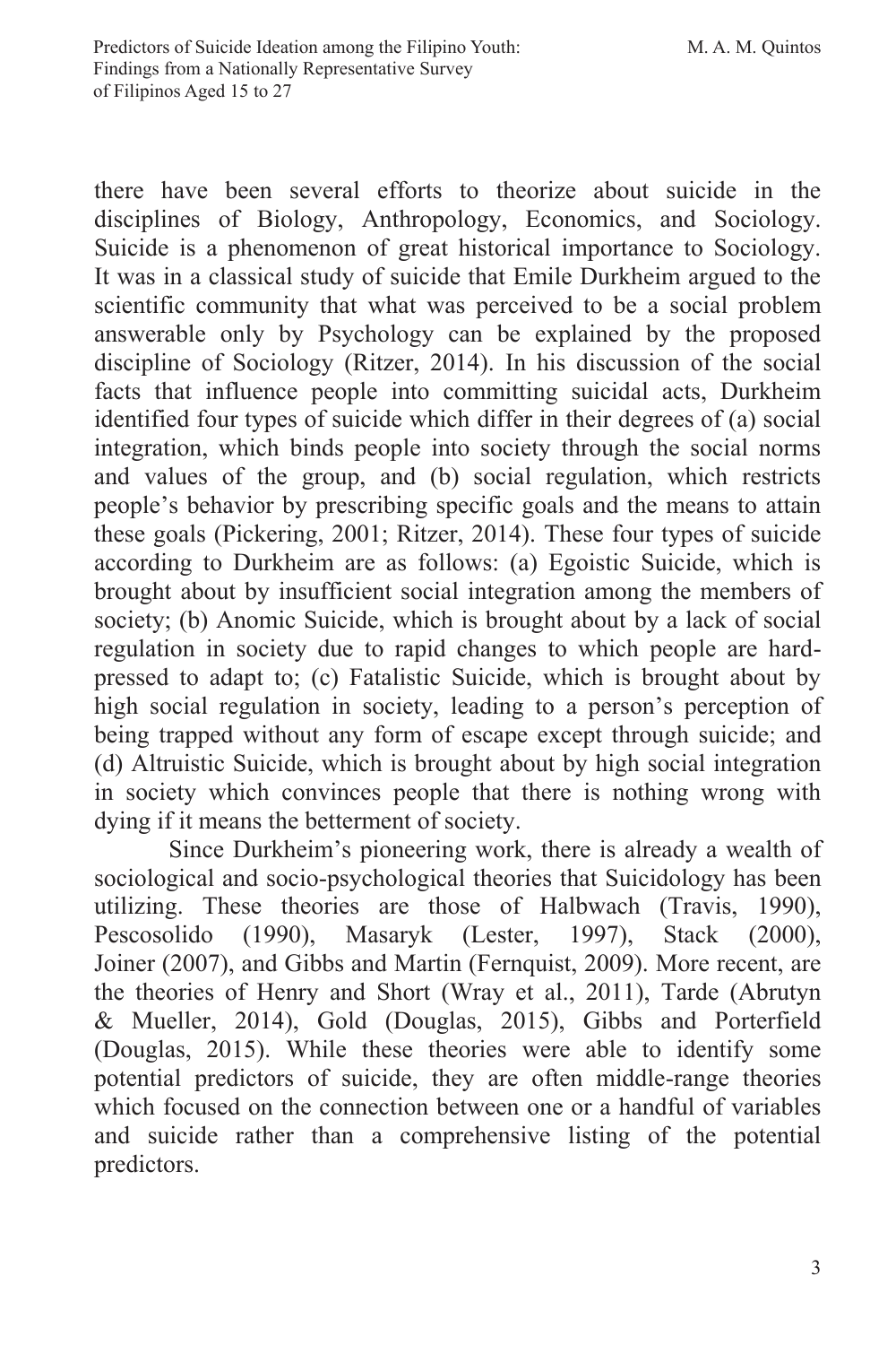there have been several efforts to theorize about suicide in the disciplines of Biology, Anthropology, Economics, and Sociology. Suicide is a phenomenon of great historical importance to Sociology. It was in a classical study of suicide that Emile Durkheim argued to the scientific community that what was perceived to be a social problem answerable only by Psychology can be explained by the proposed discipline of Sociology (Ritzer, 2014). In his discussion of the social facts that influence people into committing suicidal acts, Durkheim identified four types of suicide which differ in their degrees of (a) social integration, which binds people into society through the social norms and values of the group, and (b) social regulation, which restricts people's behavior by prescribing specific goals and the means to attain these goals (Pickering, 2001; Ritzer, 2014). These four types of suicide according to Durkheim are as follows: (a) Egoistic Suicide, which is brought about by insufficient social integration among the members of society; (b) Anomic Suicide, which is brought about by a lack of social regulation in society due to rapid changes to which people are hard-pressed to adapt to; (c) Fatalistic Suicide, which is brought about by high social regulation in society, leading to a person's perception of being trapped without any form of escape except through suicide; and (d) Altruistic Suicide, which is brought about by high social integration in society which convinces people that there is nothing wrong with dying if it means the betterment of society.

Since Durkheim's pioneering work, there is already a wealth of sociological and socio-psychological theories that Suicidology has been utilizing. These theories are those of Halbwach (Travis, 1990), Pescosolido (1990), Masaryk (Lester, 1997), Stack (2000), Joiner (2007), and Gibbs and Martin (Fernquist, 2009). More recent, are the theories of Henry and Short (Wray et al., 2011), Tarde (Abrutyn & Mueller, 2014), Gold (Douglas, 2015), Gibbs and Porterfield (Douglas, 2015). While these theories were able to identify some potential predictors of suicide, they are often middle-range theories which focused on the connection between one or a handful of variables and suicide rather than a comprehensive listing of the potential predictors.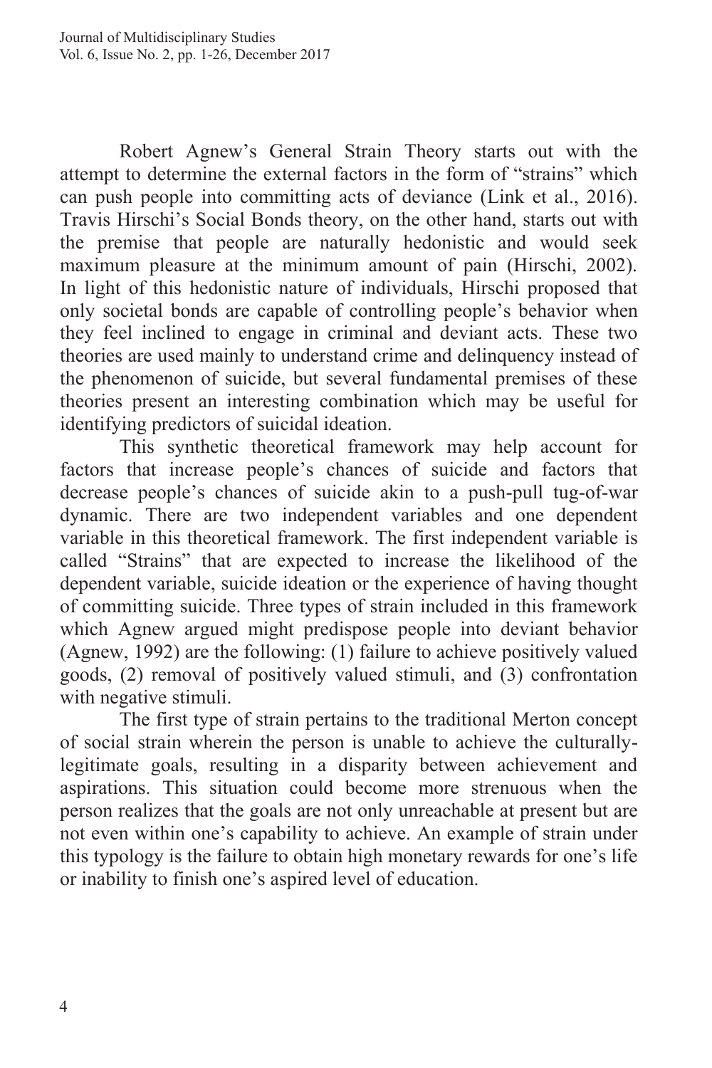Robert Agnew's General Strain Theory starts out with the attempt to determine the external factors in the form of "strains" which can push people into committing acts of deviance (Link et al., 2016). Travis Hirschi's Social Bonds theory, on the other hand, starts out with the premise that people are naturally hedonistic and would seek maximum pleasure at the minimum amount of pain (Hirschi, 2002). In light of this hedonistic nature of individuals, Hirschi proposed that only societal bonds are capable of controlling people's behavior when they feel inclined to engage in criminal and deviant acts. These two theories are used mainly to understand crime and delinquency instead of the phenomenon of suicide, but several fundamental premises of these theories present an interesting combination which may be useful for identifying predictors of suicidal ideation.

This synthetic theoretical framework may help account for factors that increase people's chances of suicide and factors that decrease people's chances of suicide akin to a push-pull tug-of-war dynamic. There are two independent variables and one dependent variable in this theoretical framework. The first independent variable is called "Strains" that are expected to increase the likelihood of the dependent variable, suicide ideation or the experience of having thought of committing suicide. Three types of strain included in this framework which Agnew argued might predispose people into deviant behavior (Agnew, 1992) are the following: (1) failure to achieve positively valued goods, (2) removal of positively valued stimuli, and (3) confrontation with negative stimuli.

The first type of strain pertains to the traditional Merton concept of social strain wherein the person is unable to achieve the culturally-legitimate goals, resulting in a disparity between achievement and aspirations. This situation could become more strenuous when the person realizes that the goals are not only unreachable at present but are not even within one's capability to achieve. An example of strain under this typology is the failure to obtain high monetary rewards for one's life or inability to finish one's aspired level of education.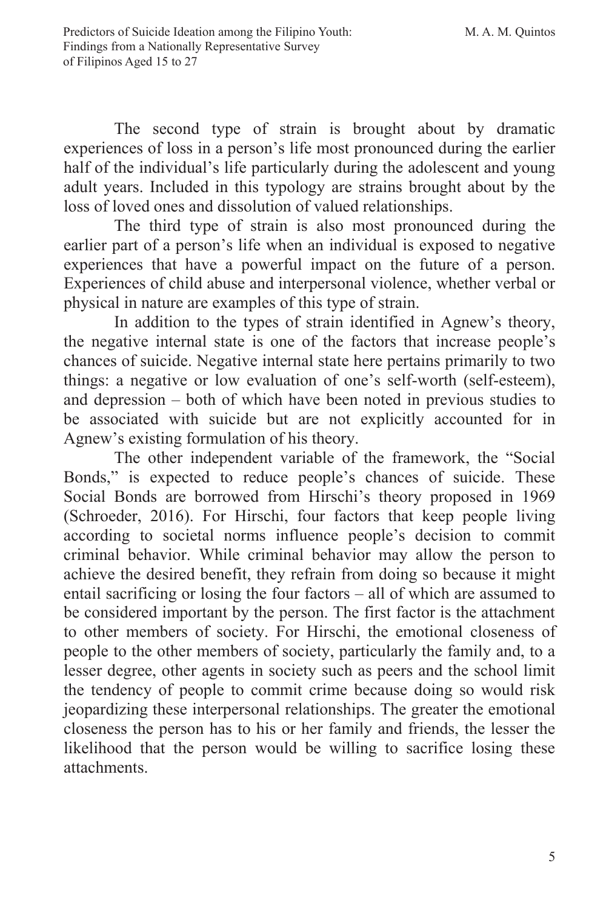The second type of strain is brought about by dramatic experiences of loss in a person's life most pronounced during the earlier half of the individual's life particularly during the adolescent and young adult years. Included in this typology are strains brought about by the loss of loved ones and dissolution of valued relationships.

The third type of strain is also most pronounced during the earlier part of a person's life when an individual is exposed to negative experiences that have a powerful impact on the future of a person. Experiences of child abuse and interpersonal violence, whether verbal or physical in nature are examples of this type of strain.

In addition to the types of strain identified in Agnew's theory, the negative internal state is one of the factors that increase people's chances of suicide. Negative internal state here pertains primarily to two things: a negative or low evaluation of one's self-worth (self-esteem), and depression – both of which have been noted in previous studies to be associated with suicide but are not explicitly accounted for in Agnew's existing formulation of his theory.

The other independent variable of the framework, the "Social Bonds," is expected to reduce people's chances of suicide. These Social Bonds are borrowed from Hirschi's theory proposed in 1969 (Schroeder, 2016). For Hirschi, four factors that keep people living according to societal norms influence people's decision to commit criminal behavior. While criminal behavior may allow the person to achieve the desired benefit, they refrain from doing so because it might entail sacrificing or losing the four factors – all of which are assumed to be considered important by the person. The first factor is the attachment to other members of society. For Hirschi, the emotional closeness of people to the other members of society, particularly the family and, to a lesser degree, other agents in society such as peers and the school limit the tendency of people to commit crime because doing so would risk jeopardizing these interpersonal relationships. The greater the emotional closeness the person has to his or her family and friends, the lesser the likelihood that the person would be willing to sacrifice losing these attachments.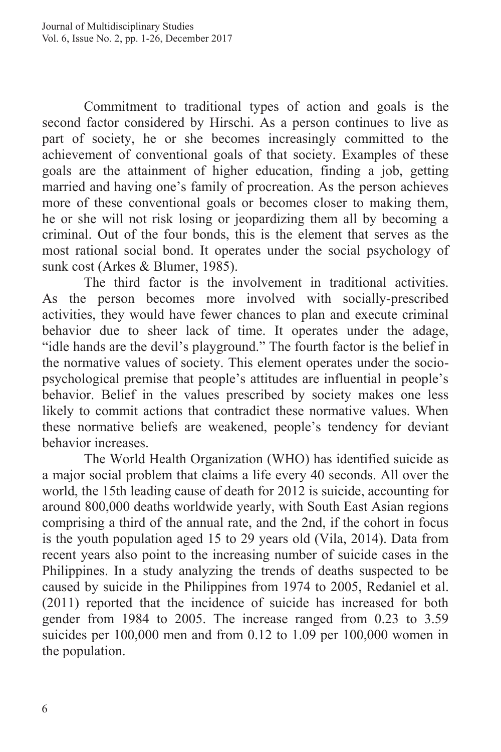Commitment to traditional types of action and goals is the second factor considered by Hirschi. As a person continues to live as part of society, he or she becomes increasingly committed to the achievement of conventional goals of that society. Examples of these goals are the attainment of higher education, finding a job, getting married and having one's family of procreation. As the person achieves more of these conventional goals or becomes closer to making them, he or she will not risk losing or jeopardizing them all by becoming a criminal. Out of the four bonds, this is the element that serves as the most rational social bond. It operates under the social psychology of sunk cost (Arkes & Blumer, 1985).

The third factor is the involvement in traditional activities. As the person becomes more involved with socially-prescribed activities, they would have fewer chances to plan and execute criminal behavior due to sheer lack of time. It operates under the adage, "idle hands are the devil's playground." The fourth factor is the belief in the normative values of society. This element operates under the socio-psychological premise that people's attitudes are influential in people's behavior. Belief in the values prescribed by society makes one less likely to commit actions that contradict these normative values. When these normative beliefs are weakened, people's tendency for deviant behavior increases.

The World Health Organization (WHO) has identified suicide as a major social problem that claims a life every 40 seconds. All over the world, the 15th leading cause of death for 2012 is suicide, accounting for around 800,000 deaths worldwide yearly, with South East Asian regions comprising a third of the annual rate, and the 2nd, if the cohort in focus is the youth population aged 15 to 29 years old (Vila, 2014). Data from recent years also point to the increasing number of suicide cases in the Philippines. In a study analyzing the trends of deaths suspected to be caused by suicide in the Philippines from 1974 to 2005, Redaniel et al. (2011) reported that the incidence of suicide has increased for both gender from 1984 to 2005. The increase ranged from 0.23 to 3.59 suicides per 100,000 men and from 0.12 to 1.09 per 100,000 women in the population.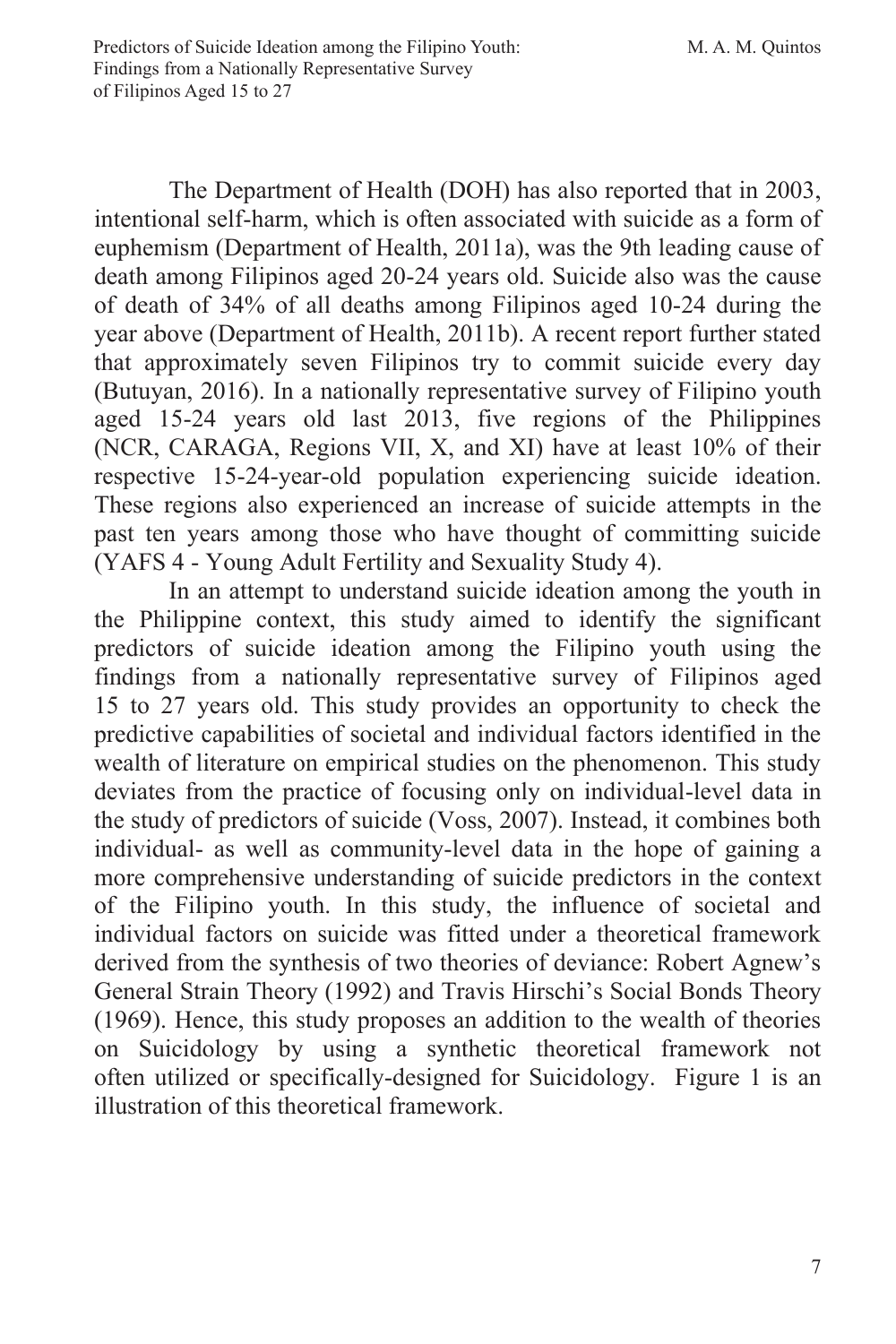The Department of Health (DOH) has also reported that in 2003, intentional self-harm, which is often associated with suicide as a form of euphemism (Department of Health, 2011a), was the 9th leading cause of death among Filipinos aged 20-24 years old. Suicide also was the cause of death of 34% of all deaths among Filipinos aged 10-24 during the year above (Department of Health, 2011b). A recent report further stated that approximately seven Filipinos try to commit suicide every day (Butuyan, 2016). In a nationally representative survey of Filipino youth aged 15-24 years old last 2013, five regions of the Philippines (NCR, CARAGA, Regions VII, X, and XI) have at least 10% of their respective 15-24-year-old population experiencing suicide ideation. These regions also experienced an increase of suicide attempts in the past ten years among those who have thought of committing suicide (YAFS 4 - Young Adult Fertility and Sexuality Study 4).

In an attempt to understand suicide ideation among the youth in the Philippine context, this study aimed to identify the significant predictors of suicide ideation among the Filipino youth using the findings from a nationally representative survey of Filipinos aged 15 to 27 years old. This study provides an opportunity to check the predictive capabilities of societal and individual factors identified in the wealth of literature on empirical studies on the phenomenon. This study deviates from the practice of focusing only on individual-level data in the study of predictors of suicide (Voss, 2007). Instead, it combines both individual- as well as community-level data in the hope of gaining a more comprehensive understanding of suicide predictors in the context of the Filipino youth. In this study, the influence of societal and individual factors on suicide was fitted under a theoretical framework derived from the synthesis of two theories of deviance: Robert Agnew's General Strain Theory (1992) and Travis Hirschi's Social Bonds Theory (1969). Hence, this study proposes an addition to the wealth of theories on Suicidology by using a synthetic theoretical framework not often utilized or specifically-designed for Suicidology. Figure 1 is an illustration of this theoretical framework.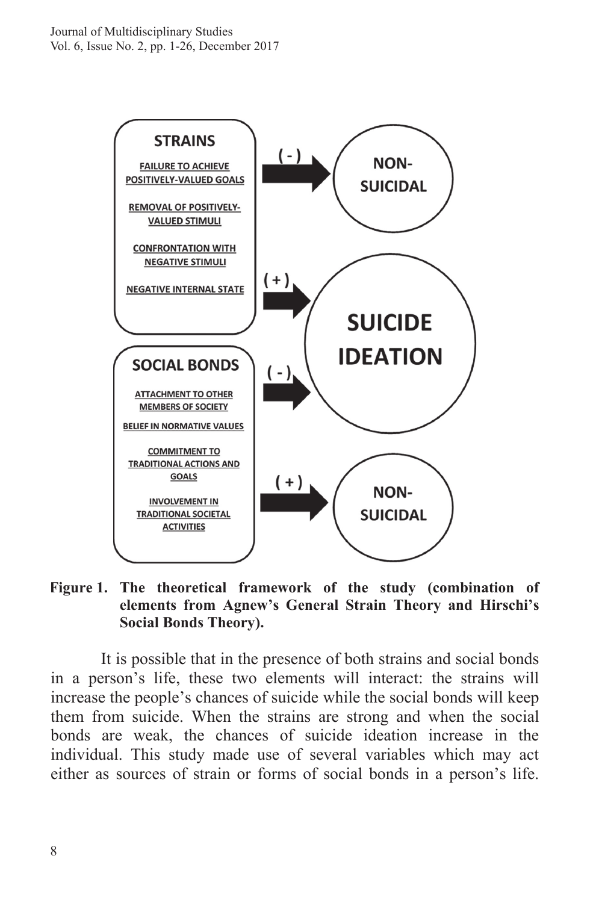STRAINS

FAILURE TO ACHIEVE POSITIVELY-VALUED GOALS

REMOVAL OF POSITIVELY-VALUED STIMULI

CONFRONTATION WITH NEGATIVE STIMULI

NEGATIVE INTERNAL STATE

( - )

NON-SUICIDAL

( + )

SUICIDE IDEATION

SOCIAL BONDS

ATTACHMENT TO OTHER MEMBERS OF SOCIETY

BELIEF IN NORMATIVE VALUES

COMMITMENT TO TRADITIONAL ACTIONS AND GOALS

INVOLVEMENT IN TRADITIONAL SOCIETAL ACTIVITIES

( - )

( + )

NON-SUICIDAL

**Figure 1. The theoretical framework of the study (combination of elements from Agnew's General Strain Theory and Hirschi's Social Bonds Theory).**

It is possible that in the presence of both strains and social bonds in a person's life, these two elements will interact: the strains will increase the people's chances of suicide while the social bonds will keep them from suicide. When the strains are strong and when the social bonds are weak, the chances of suicide ideation increase in the individual. This study made use of several variables which may act either as sources of strain or forms of social bonds in a person's life.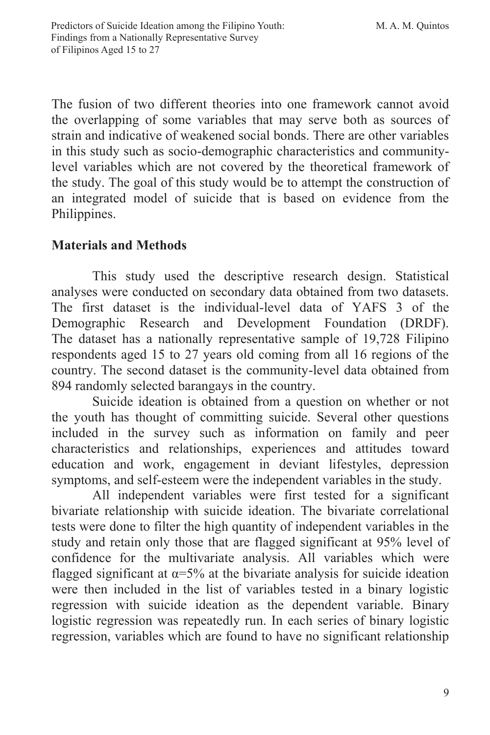The fusion of two different theories into one framework cannot avoid the overlapping of some variables that may serve both as sources of strain and indicative of weakened social bonds. There are other variables in this study such as socio-demographic characteristics and community-level variables which are not covered by the theoretical framework of the study. The goal of this study would be to attempt the construction of an integrated model of suicide that is based on evidence from the Philippines.

## Materials and Methods

This study used the descriptive research design. Statistical analyses were conducted on secondary data obtained from two datasets. The first dataset is the individual-level data of YAFS 3 of the Demographic Research and Development Foundation (DRDF). The dataset has a nationally representative sample of 19,728 Filipino respondents aged 15 to 27 years old coming from all 16 regions of the country. The second dataset is the community-level data obtained from 894 randomly selected barangays in the country.

Suicide ideation is obtained from a question on whether or not the youth has thought of committing suicide. Several other questions included in the survey such as information on family and peer characteristics and relationships, experiences and attitudes toward education and work, engagement in deviant lifestyles, depression symptoms, and self-esteem were the independent variables in the study.

All independent variables were first tested for a significant bivariate relationship with suicide ideation. The bivariate correlational tests were done to filter the high quantity of independent variables in the study and retain only those that are flagged significant at 95% level of confidence for the multivariate analysis. All variables which were flagged significant at $\alpha$=5% at the bivariate analysis for suicide ideation were then included in the list of variables tested in a binary logistic regression with suicide ideation as the dependent variable. Binary logistic regression was repeatedly run. In each series of binary logistic regression, variables which are found to have no significant relationship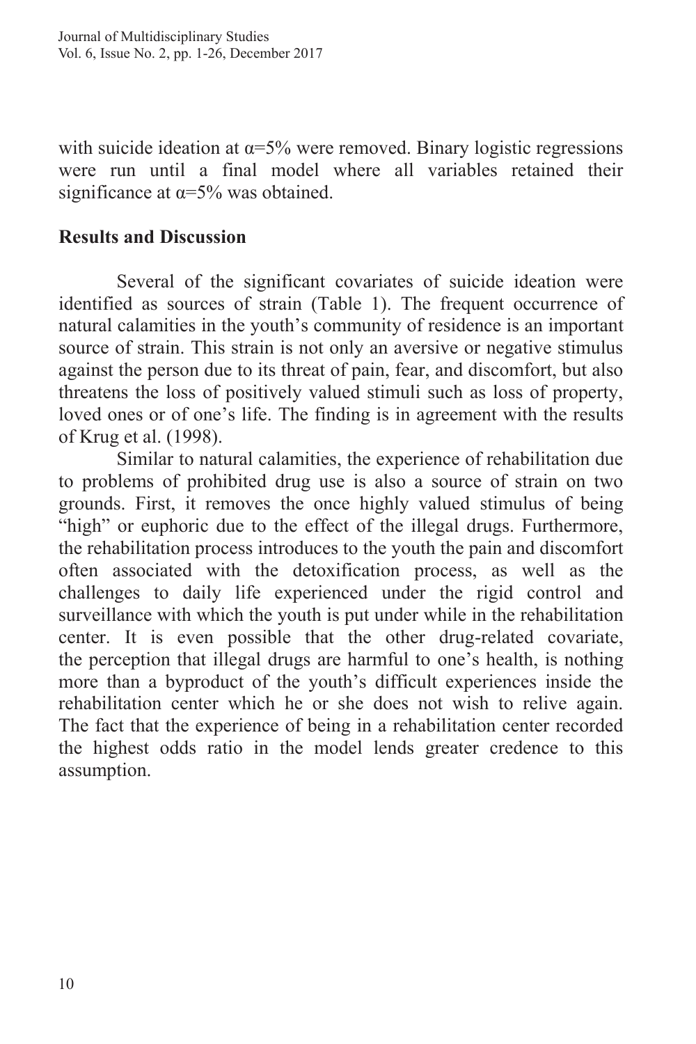with suicide ideation at $\alpha$=5% were removed. Binary logistic regressions were run until a final model where all variables retained their significance at $\alpha$=5% was obtained.

## Results and Discussion

Several of the significant covariates of suicide ideation were identified as sources of strain (Table 1). The frequent occurrence of natural calamities in the youth's community of residence is an important source of strain. This strain is not only an aversive or negative stimulus against the person due to its threat of pain, fear, and discomfort, but also threatens the loss of positively valued stimuli such as loss of property, loved ones or of one's life. The finding is in agreement with the results of Krug et al. (1998).

Similar to natural calamities, the experience of rehabilitation due to problems of prohibited drug use is also a source of strain on two grounds. First, it removes the once highly valued stimulus of being "high" or euphoric due to the effect of the illegal drugs. Furthermore, the rehabilitation process introduces to the youth the pain and discomfort often associated with the detoxification process, as well as the challenges to daily life experienced under the rigid control and surveillance with which the youth is put under while in the rehabilitation center. It is even possible that the other drug-related covariate, the perception that illegal drugs are harmful to one's health, is nothing more than a byproduct of the youth's difficult experiences inside the rehabilitation center which he or she does not wish to relive again. The fact that the experience of being in a rehabilitation center recorded the highest odds ratio in the model lends greater credence to this assumption.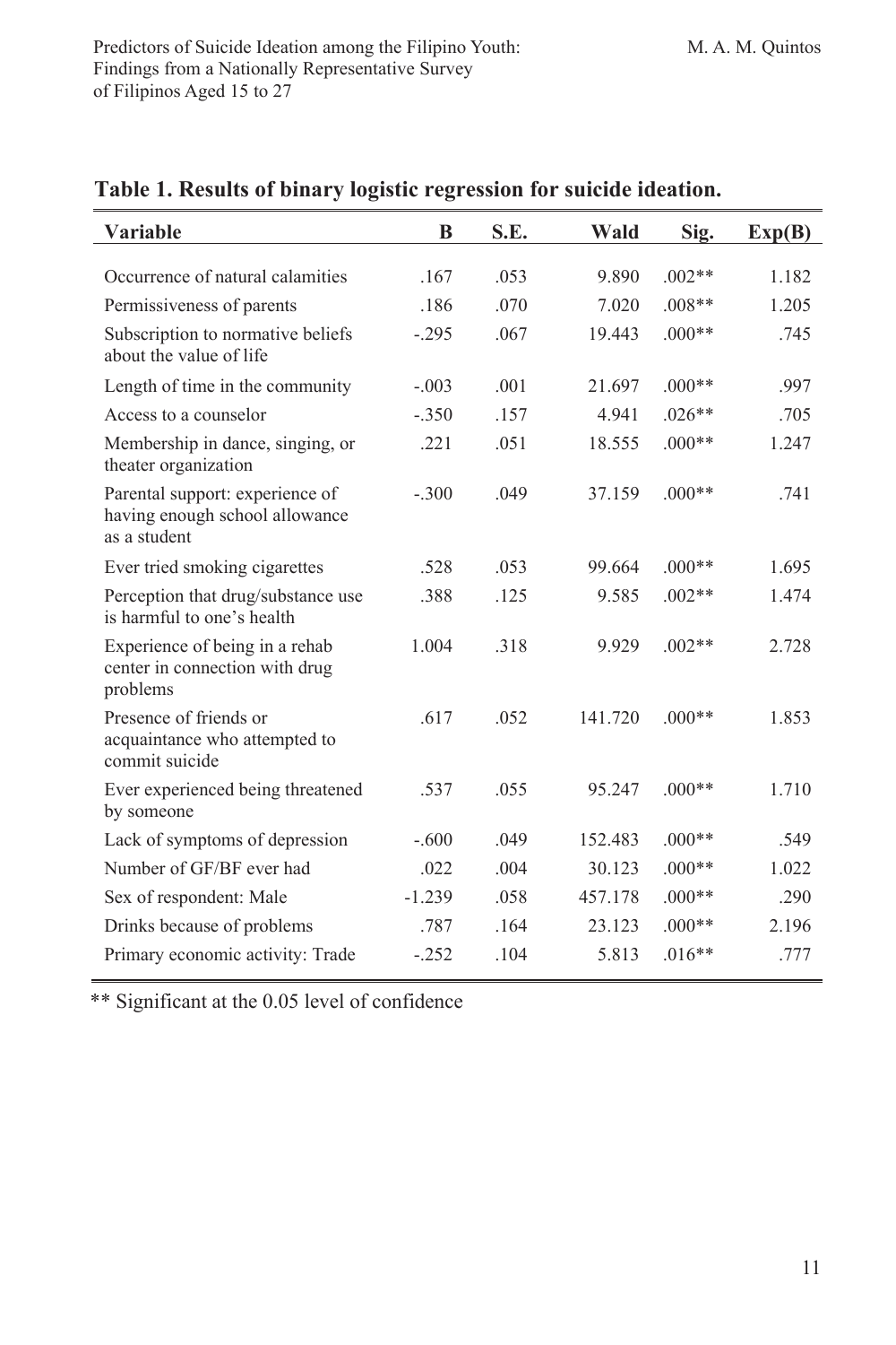**Table 1. Results of binary logistic regression for suicide ideation.**

| Variable | B | S.E. | Wald | Sig. | Exp(B) |
|---|---|---|---|---|---|
| Occurrence of natural calamities | .167 | .053 | 9.890 | .002** | 1.182 |
| Permissiveness of parents | .186 | .070 | 7.020 | .008** | 1.205 |
| Subscription to normative beliefs about the value of life | -.295 | .067 | 19.443 | .000** | .745 |
| Length of time in the community | -.003 | .001 | 21.697 | .000** | .997 |
| Access to a counselor | -.350 | .157 | 4.941 | .026** | .705 |
| Membership in dance, singing, or theater organization | .221 | .051 | 18.555 | .000** | 1.247 |
| Parental support: experience of having enough school allowance as a student | -.300 | .049 | 37.159 | .000** | .741 |
| Ever tried smoking cigarettes | .528 | .053 | 99.664 | .000** | 1.695 |
| Perception that drug/substance use is harmful to one's health | .388 | .125 | 9.585 | .002** | 1.474 |
| Experience of being in a rehab center in connection with drug problems | 1.004 | .318 | 9.929 | .002** | 2.728 |
| Presence of friends or acquaintance who attempted to commit suicide | .617 | .052 | 141.720 | .000** | 1.853 |
| Ever experienced being threatened by someone | .537 | .055 | 95.247 | .000** | 1.710 |
| Lack of symptoms of depression | -.600 | .049 | 152.483 | .000** | .549 |
| Number of GF/BF ever had | .022 | .004 | 30.123 | .000** | 1.022 |
| Sex of respondent: Male | -1.239 | .058 | 457.178 | .000** | .290 |
| Drinks because of problems | .787 | .164 | 23.123 | .000** | 2.196 |
| Primary economic activity: Trade | -.252 | .104 | 5.813 | .016** | .777 |

** Significant at the 0.05 level of confidence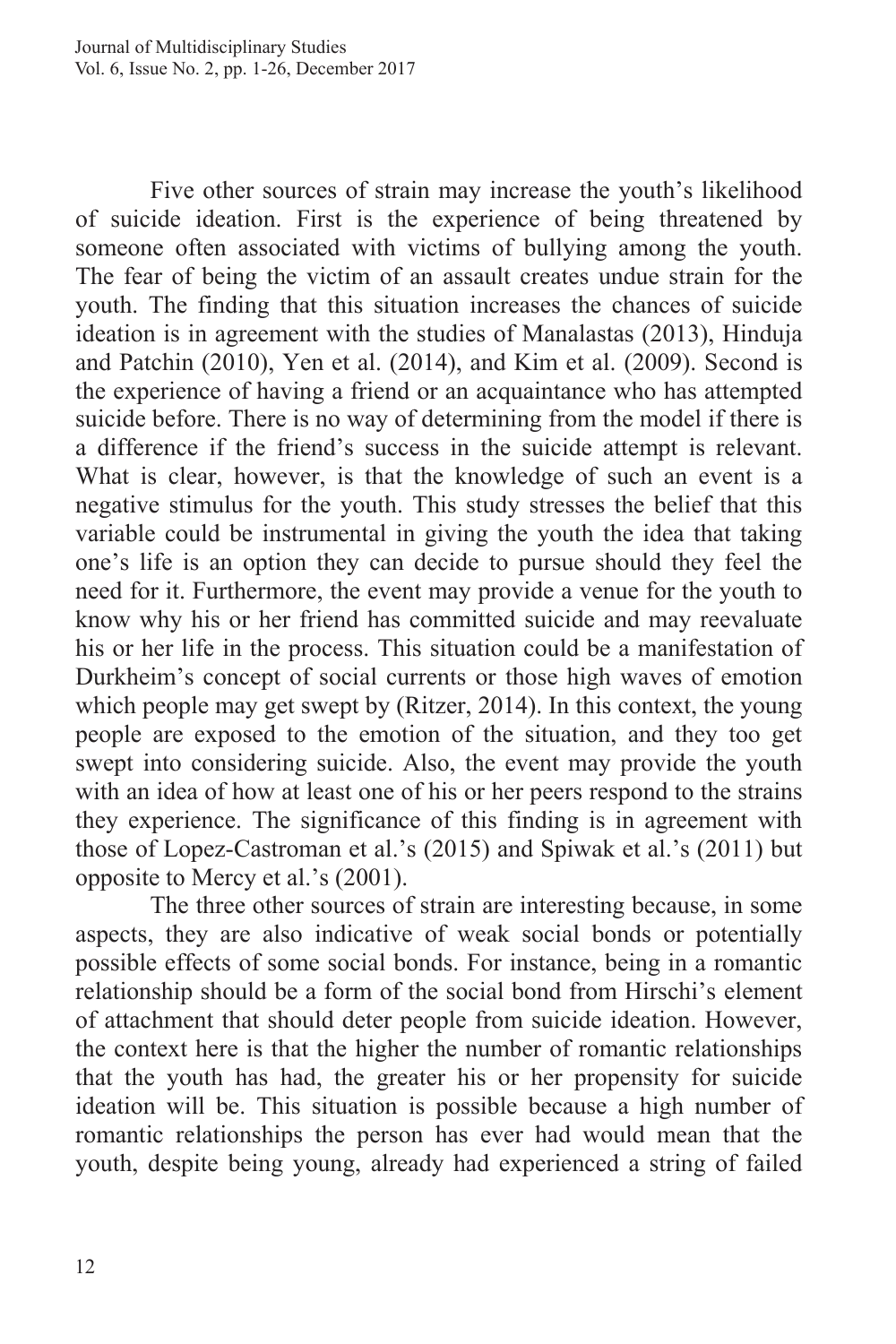Five other sources of strain may increase the youth's likelihood of suicide ideation. First is the experience of being threatened by someone often associated with victims of bullying among the youth. The fear of being the victim of an assault creates undue strain for the youth. The finding that this situation increases the chances of suicide ideation is in agreement with the studies of Manalastas (2013), Hinduja and Patchin (2010), Yen et al. (2014), and Kim et al. (2009). Second is the experience of having a friend or an acquaintance who has attempted suicide before. There is no way of determining from the model if there is a difference if the friend's success in the suicide attempt is relevant. What is clear, however, is that the knowledge of such an event is a negative stimulus for the youth. This study stresses the belief that this variable could be instrumental in giving the youth the idea that taking one's life is an option they can decide to pursue should they feel the need for it. Furthermore, the event may provide a venue for the youth to know why his or her friend has committed suicide and may reevaluate his or her life in the process. This situation could be a manifestation of Durkheim's concept of social currents or those high waves of emotion which people may get swept by (Ritzer, 2014). In this context, the young people are exposed to the emotion of the situation, and they too get swept into considering suicide. Also, the event may provide the youth with an idea of how at least one of his or her peers respond to the strains they experience. The significance of this finding is in agreement with those of Lopez-Castroman et al.'s (2015) and Spiwak et al.'s (2011) but opposite to Mercy et al.'s (2001).

The three other sources of strain are interesting because, in some aspects, they are also indicative of weak social bonds or potentially possible effects of some social bonds. For instance, being in a romantic relationship should be a form of the social bond from Hirschi's element of attachment that should deter people from suicide ideation. However, the context here is that the higher the number of romantic relationships that the youth has had, the greater his or her propensity for suicide ideation will be. This situation is possible because a high number of romantic relationships the person has ever had would mean that the youth, despite being young, already had experienced a string of failed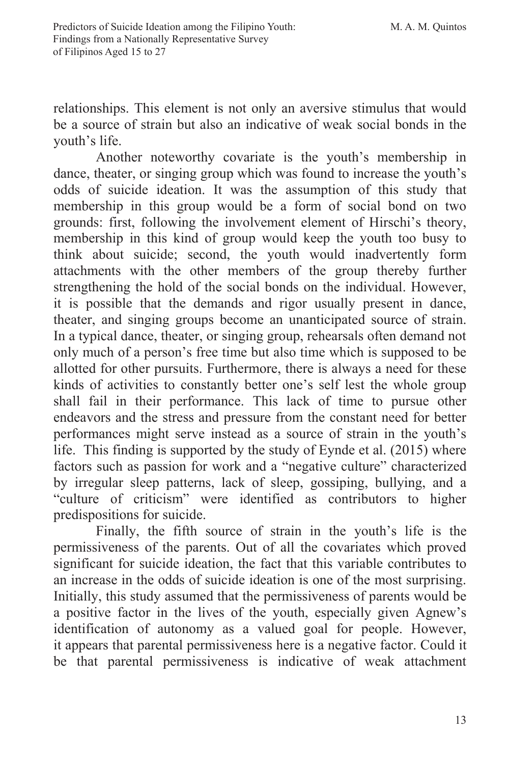relationships. This element is not only an aversive stimulus that would be a source of strain but also an indicative of weak social bonds in the youth's life.

Another noteworthy covariate is the youth's membership in dance, theater, or singing group which was found to increase the youth's odds of suicide ideation. It was the assumption of this study that membership in this group would be a form of social bond on two grounds: first, following the involvement element of Hirschi's theory, membership in this kind of group would keep the youth too busy to think about suicide; second, the youth would inadvertently form attachments with the other members of the group thereby further strengthening the hold of the social bonds on the individual. However, it is possible that the demands and rigor usually present in dance, theater, and singing groups become an unanticipated source of strain. In a typical dance, theater, or singing group, rehearsals often demand not only much of a person's free time but also time which is supposed to be allotted for other pursuits. Furthermore, there is always a need for these kinds of activities to constantly better one's self lest the whole group shall fail in their performance. This lack of time to pursue other endeavors and the stress and pressure from the constant need for better performances might serve instead as a source of strain in the youth's life. This finding is supported by the study of Eynde et al. (2015) where factors such as passion for work and a "negative culture" characterized by irregular sleep patterns, lack of sleep, gossiping, bullying, and a "culture of criticism" were identified as contributors to higher predispositions for suicide.

Finally, the fifth source of strain in the youth's life is the permissiveness of the parents. Out of all the covariates which proved significant for suicide ideation, the fact that this variable contributes to an increase in the odds of suicide ideation is one of the most surprising. Initially, this study assumed that the permissiveness of parents would be a positive factor in the lives of the youth, especially given Agnew's identification of autonomy as a valued goal for people. However, it appears that parental permissiveness here is a negative factor. Could it be that parental permissiveness is indicative of weak attachment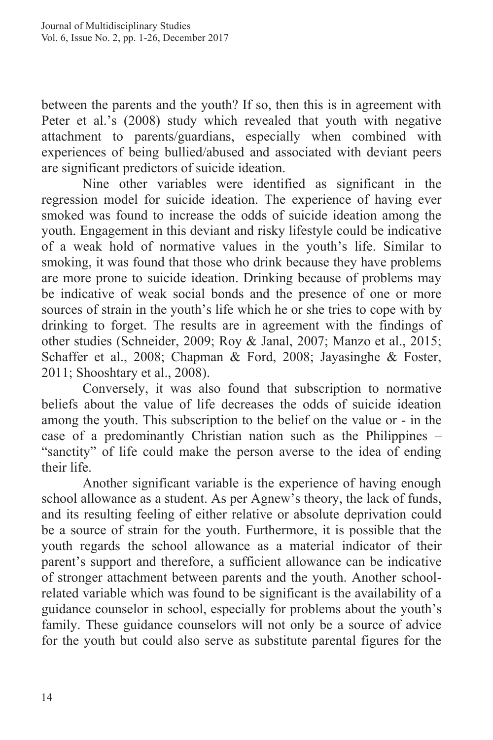between the parents and the youth? If so, then this is in agreement with Peter et al.'s (2008) study which revealed that youth with negative attachment to parents/guardians, especially when combined with experiences of being bullied/abused and associated with deviant peers are significant predictors of suicide ideation.

Nine other variables were identified as significant in the regression model for suicide ideation. The experience of having ever smoked was found to increase the odds of suicide ideation among the youth. Engagement in this deviant and risky lifestyle could be indicative of a weak hold of normative values in the youth's life. Similar to smoking, it was found that those who drink because they have problems are more prone to suicide ideation. Drinking because of problems may be indicative of weak social bonds and the presence of one or more sources of strain in the youth's life which he or she tries to cope with by drinking to forget. The results are in agreement with the findings of other studies (Schneider, 2009; Roy & Janal, 2007; Manzo et al., 2015; Schaffer et al., 2008; Chapman & Ford, 2008; Jayasinghe & Foster, 2011; Shooshtary et al., 2008).

Conversely, it was also found that subscription to normative beliefs about the value of life decreases the odds of suicide ideation among the youth. This subscription to the belief on the value or - in the case of a predominantly Christian nation such as the Philippines – "sanctity" of life could make the person averse to the idea of ending their life.

Another significant variable is the experience of having enough school allowance as a student. As per Agnew's theory, the lack of funds, and its resulting feeling of either relative or absolute deprivation could be a source of strain for the youth. Furthermore, it is possible that the youth regards the school allowance as a material indicator of their parent's support and therefore, a sufficient allowance can be indicative of stronger attachment between parents and the youth. Another school-related variable which was found to be significant is the availability of a guidance counselor in school, especially for problems about the youth's family. These guidance counselors will not only be a source of advice for the youth but could also serve as substitute parental figures for the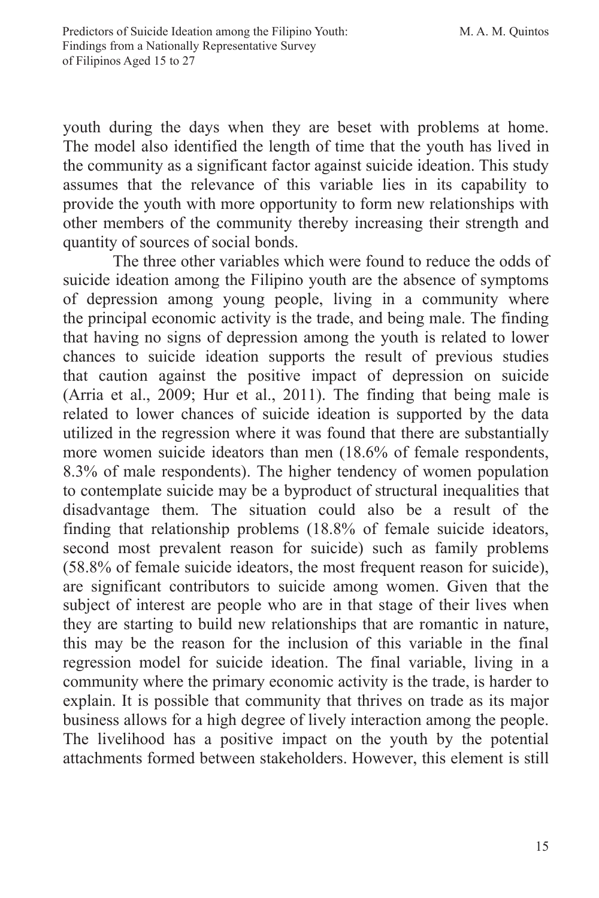youth during the days when they are beset with problems at home. The model also identified the length of time that the youth has lived in the community as a significant factor against suicide ideation. This study assumes that the relevance of this variable lies in its capability to provide the youth with more opportunity to form new relationships with other members of the community thereby increasing their strength and quantity of sources of social bonds.

The three other variables which were found to reduce the odds of suicide ideation among the Filipino youth are the absence of symptoms of depression among young people, living in a community where the principal economic activity is the trade, and being male. The finding that having no signs of depression among the youth is related to lower chances to suicide ideation supports the result of previous studies that caution against the positive impact of depression on suicide (Arria et al., 2009; Hur et al., 2011). The finding that being male is related to lower chances of suicide ideation is supported by the data utilized in the regression where it was found that there are substantially more women suicide ideators than men (18.6% of female respondents, 8.3% of male respondents). The higher tendency of women population to contemplate suicide may be a byproduct of structural inequalities that disadvantage them. The situation could also be a result of the finding that relationship problems (18.8% of female suicide ideators, second most prevalent reason for suicide) such as family problems (58.8% of female suicide ideators, the most frequent reason for suicide), are significant contributors to suicide among women. Given that the subject of interest are people who are in that stage of their lives when they are starting to build new relationships that are romantic in nature, this may be the reason for the inclusion of this variable in the final regression model for suicide ideation. The final variable, living in a community where the primary economic activity is the trade, is harder to explain. It is possible that community that thrives on trade as its major business allows for a high degree of lively interaction among the people. The livelihood has a positive impact on the youth by the potential attachments formed between stakeholders. However, this element is still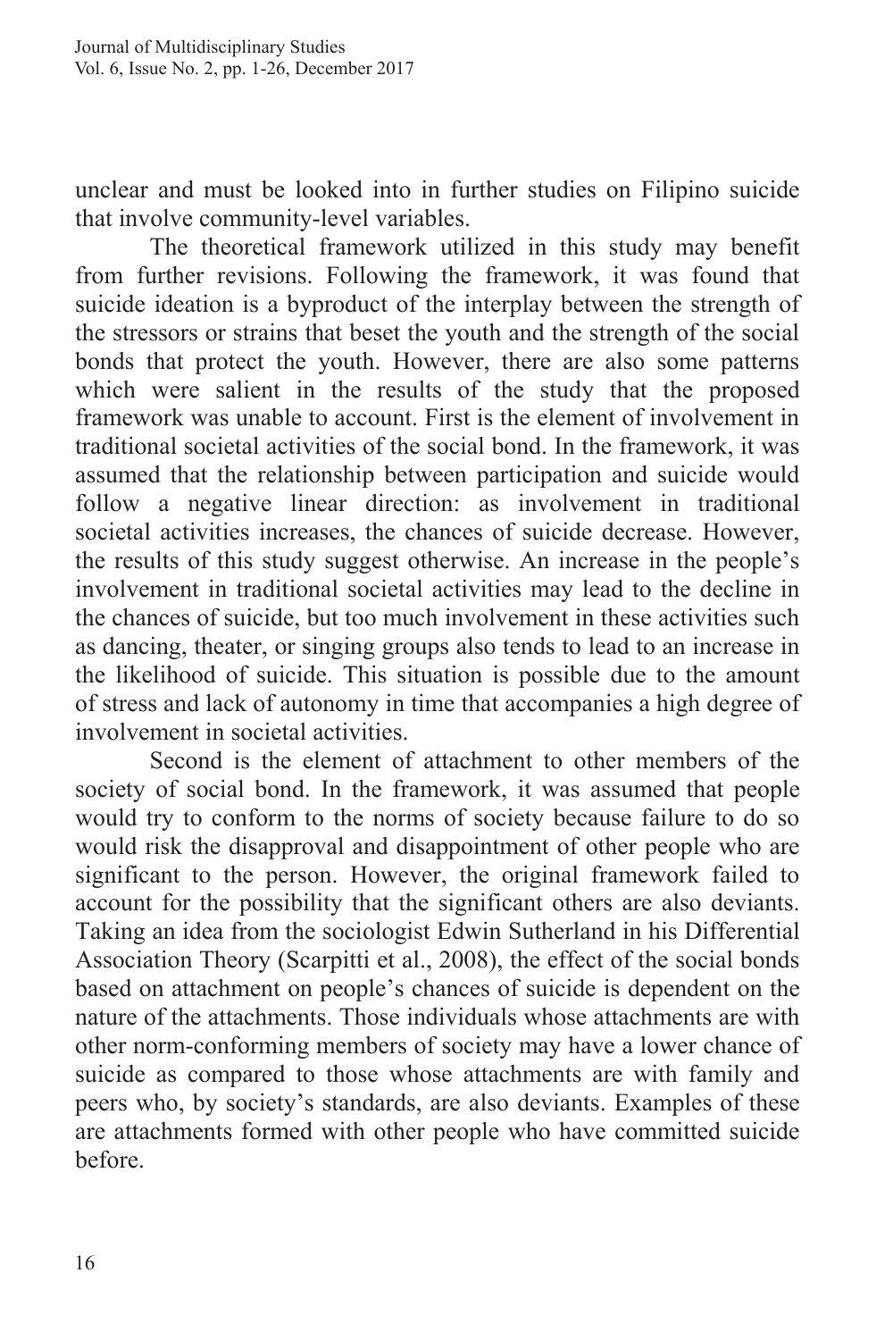unclear and must be looked into in further studies on Filipino suicide that involve community-level variables.

The theoretical framework utilized in this study may benefit from further revisions. Following the framework, it was found that suicide ideation is a byproduct of the interplay between the strength of the stressors or strains that beset the youth and the strength of the social bonds that protect the youth. However, there are also some patterns which were salient in the results of the study that the proposed framework was unable to account. First is the element of involvement in traditional societal activities of the social bond. In the framework, it was assumed that the relationship between participation and suicide would follow a negative linear direction: as involvement in traditional societal activities increases, the chances of suicide decrease. However, the results of this study suggest otherwise. An increase in the people's involvement in traditional societal activities may lead to the decline in the chances of suicide, but too much involvement in these activities such as dancing, theater, or singing groups also tends to lead to an increase in the likelihood of suicide. This situation is possible due to the amount of stress and lack of autonomy in time that accompanies a high degree of involvement in societal activities.

Second is the element of attachment to other members of the society of social bond. In the framework, it was assumed that people would try to conform to the norms of society because failure to do so would risk the disapproval and disappointment of other people who are significant to the person. However, the original framework failed to account for the possibility that the significant others are also deviants. Taking an idea from the sociologist Edwin Sutherland in his Differential Association Theory (Scarpitti et al., 2008), the effect of the social bonds based on attachment on people's chances of suicide is dependent on the nature of the attachments. Those individuals whose attachments are with other norm-conforming members of society may have a lower chance of suicide as compared to those whose attachments are with family and peers who, by society's standards, are also deviants. Examples of these are attachments formed with other people who have committed suicide before.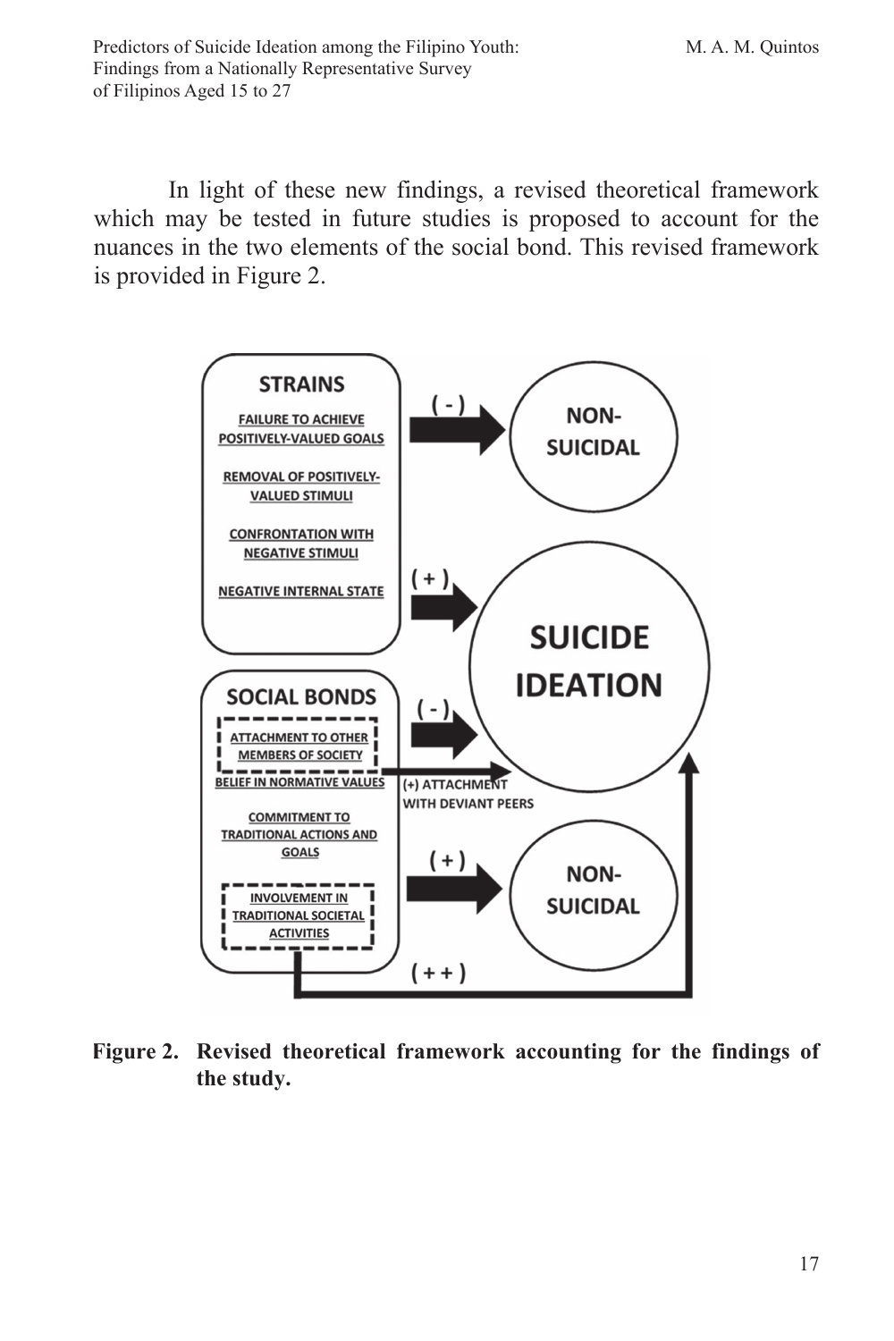In light of these new findings, a revised theoretical framework which may be tested in future studies is proposed to account for the nuances in the two elements of the social bond. This revised framework is provided in Figure 2.

STRAINS

FAILURE TO ACHIEVE POSITIVELY-VALUED GOALS

REMOVAL OF POSITIVELY-VALUED STIMULI

CONFRONTATION WITH NEGATIVE STIMULI

NEGATIVE INTERNAL STATE

( - )

NON-SUICIDAL

( + )

SUICIDE IDEATION

SOCIAL BONDS

ATTACHMENT TO OTHER MEMBERS OF SOCIETY

BELIEF IN NORMATIVE VALUES

COMMITMENT TO TRADITIONAL ACTIONS AND GOALS

INVOLVEMENT IN TRADITIONAL SOCIETAL ACTIVITIES

( - )

(+) ATTACHMENT WITH DEVIANT PEERS

( + )

NON-SUICIDAL

( + + )

**Figure 2. Revised theoretical framework accounting for the findings of the study.**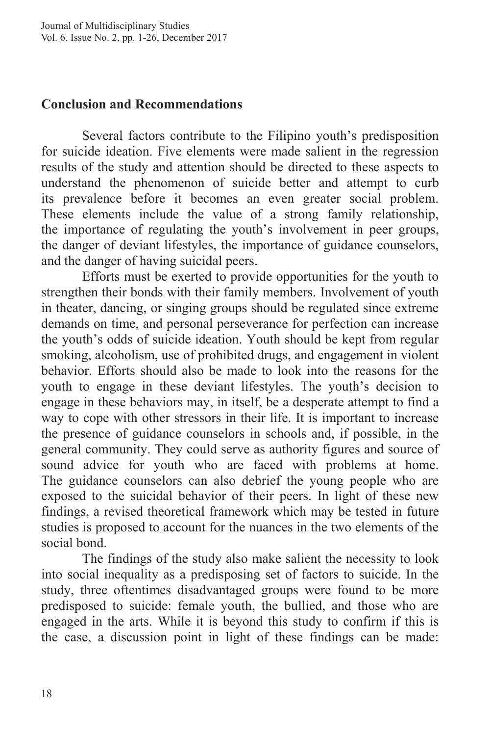## Conclusion and Recommendations

Several factors contribute to the Filipino youth's predisposition for suicide ideation. Five elements were made salient in the regression results of the study and attention should be directed to these aspects to understand the phenomenon of suicide better and attempt to curb its prevalence before it becomes an even greater social problem. These elements include the value of a strong family relationship, the importance of regulating the youth's involvement in peer groups, the danger of deviant lifestyles, the importance of guidance counselors, and the danger of having suicidal peers.

Efforts must be exerted to provide opportunities for the youth to strengthen their bonds with their family members. Involvement of youth in theater, dancing, or singing groups should be regulated since extreme demands on time, and personal perseverance for perfection can increase the youth's odds of suicide ideation. Youth should be kept from regular smoking, alcoholism, use of prohibited drugs, and engagement in violent behavior. Efforts should also be made to look into the reasons for the youth to engage in these deviant lifestyles. The youth's decision to engage in these behaviors may, in itself, be a desperate attempt to find a way to cope with other stressors in their life. It is important to increase the presence of guidance counselors in schools and, if possible, in the general community. They could serve as authority figures and source of sound advice for youth who are faced with problems at home. The guidance counselors can also debrief the young people who are exposed to the suicidal behavior of their peers. In light of these new findings, a revised theoretical framework which may be tested in future studies is proposed to account for the nuances in the two elements of the social bond.

The findings of the study also make salient the necessity to look into social inequality as a predisposing set of factors to suicide. In the study, three oftentimes disadvantaged groups were found to be more predisposed to suicide: female youth, the bullied, and those who are engaged in the arts. While it is beyond this study to confirm if this is the case, a discussion point in light of these findings can be made: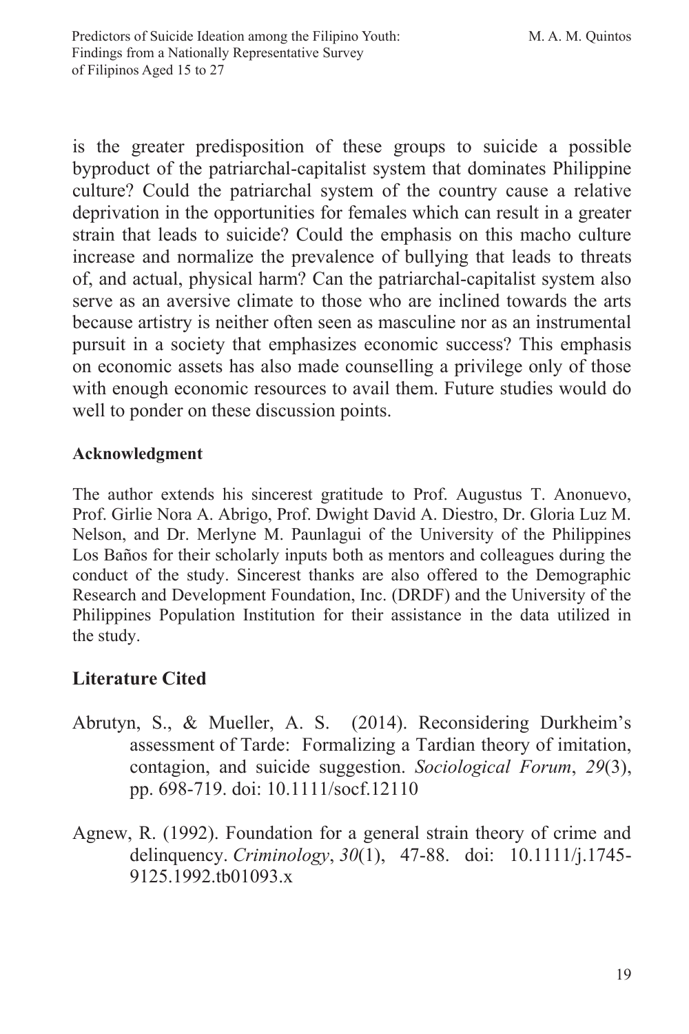is the greater predisposition of these groups to suicide a possible byproduct of the patriarchal-capitalist system that dominates Philippine culture? Could the patriarchal system of the country cause a relative deprivation in the opportunities for females which can result in a greater strain that leads to suicide? Could the emphasis on this macho culture increase and normalize the prevalence of bullying that leads to threats of, and actual, physical harm? Can the patriarchal-capitalist system also serve as an aversive climate to those who are inclined towards the arts because artistry is neither often seen as masculine nor as an instrumental pursuit in a society that emphasizes economic success? This emphasis on economic assets has also made counselling a privilege only of those with enough economic resources to avail them. Future studies would do well to ponder on these discussion points.

#### Acknowledgment

The author extends his sincerest gratitude to Prof. Augustus T. Anonuevo, Prof. Girlie Nora A. Abrigo, Prof. Dwight David A. Diestro, Dr. Gloria Luz M. Nelson, and Dr. Merlyne M. Paunlagui of the University of the Philippines Los Baños for their scholarly inputs both as mentors and colleagues during the conduct of the study. Sincerest thanks are also offered to the Demographic Research and Development Foundation, Inc. (DRDF) and the University of the Philippines Population Institution for their assistance in the data utilized in the study.

## Literature Cited

Abrutyn, S., & Mueller, A. S. (2014). Reconsidering Durkheim's assessment of Tarde: Formalizing a Tardian theory of imitation, contagion, and suicide suggestion. *Sociological Forum*, *29*(3), pp. 698-719. doi: 10.1111/socf.12110

Agnew, R. (1992). Foundation for a general strain theory of crime and delinquency. *Criminology*, *30*(1), 47-88. doi: 10.1111/j.1745-9125.1992.tb01093.x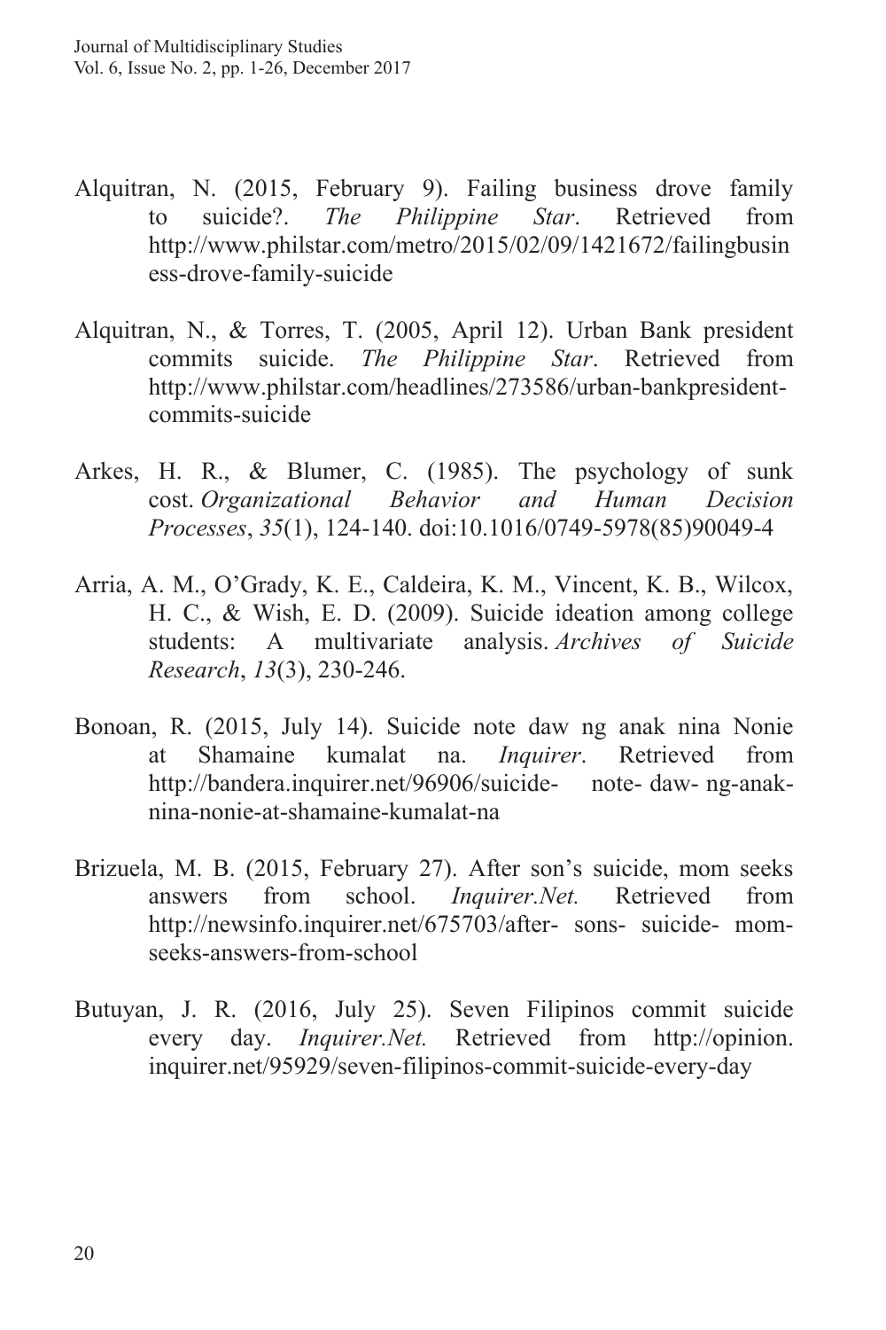Alquitran, N. (2015, February 9). Failing business drove family to suicide?. *The Philippine Star*. Retrieved from http://www.philstar.com/metro/2015/02/09/1421672/failingbusiness-drove-family-suicide

Alquitran, N., & Torres, T. (2005, April 12). Urban Bank president commits suicide. *The Philippine Star*. Retrieved from http://www.philstar.com/headlines/273586/urban-bankpresident-commits-suicide

Arkes, H. R., & Blumer, C. (1985). The psychology of sunk cost. *Organizational Behavior and Human Decision Processes*, *35*(1), 124-140. doi:10.1016/0749-5978(85)90049-4

Arria, A. M., O'Grady, K. E., Caldeira, K. M., Vincent, K. B., Wilcox, H. C., & Wish, E. D. (2009). Suicide ideation among college students: A multivariate analysis. *Archives of Suicide Research*, *13*(3), 230-246.

Bonoan, R. (2015, July 14). Suicide note daw ng anak nina Nonie at Shamaine kumalat na. *Inquirer*. Retrieved from http://bandera.inquirer.net/96906/suicide- note- daw- ng-anak-nina-nonie-at-shamaine-kumalat-na

Brizuela, M. B. (2015, February 27). After son's suicide, mom seeks answers from school. *Inquirer.Net.* Retrieved from http://newsinfo.inquirer.net/675703/after- sons- suicide- mom-seeks-answers-from-school

Butuyan, J. R. (2016, July 25). Seven Filipinos commit suicide every day. *Inquirer.Net.* Retrieved from http://opinion.inquirer.net/95929/seven-filipinos-commit-suicide-every-day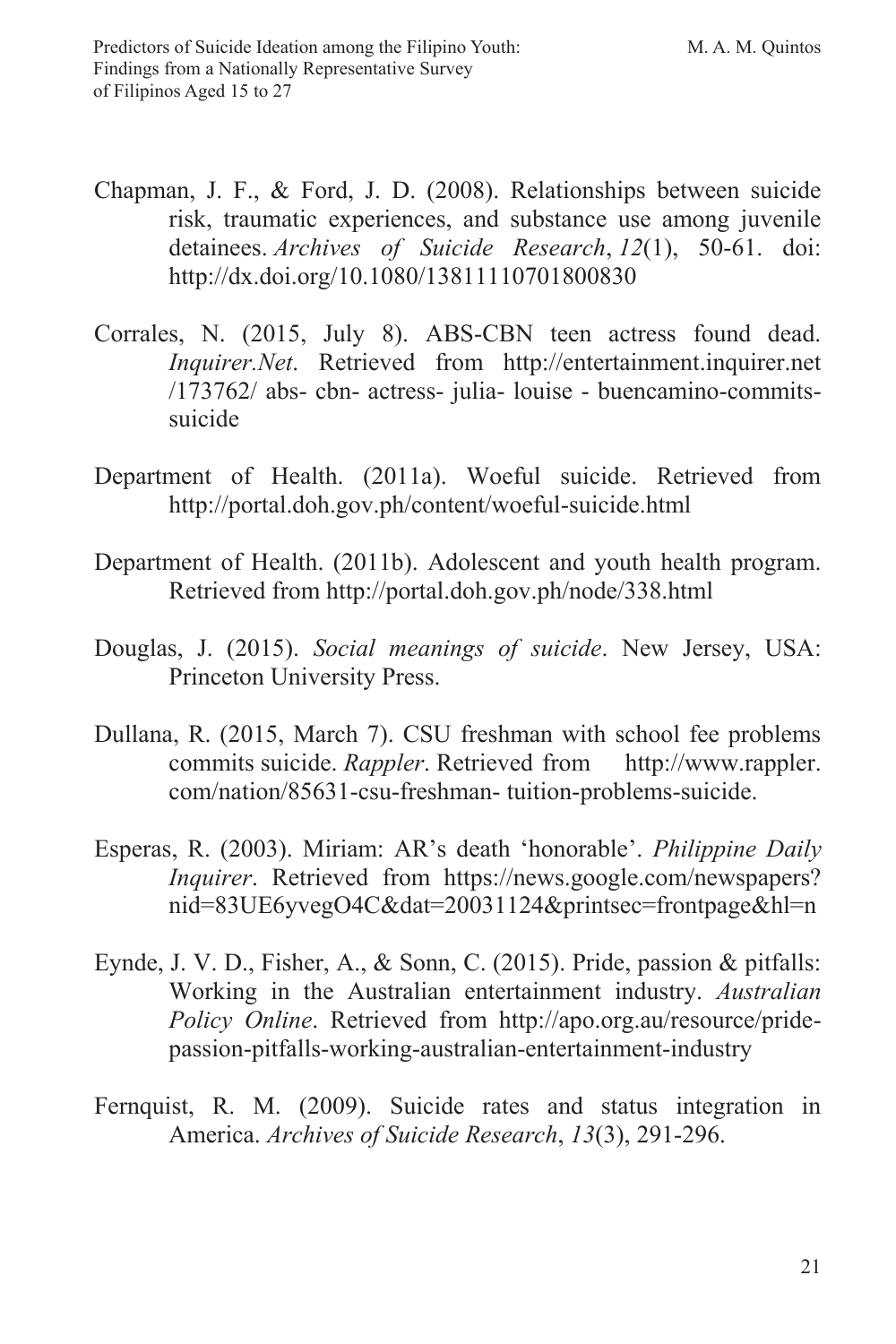Chapman, J. F., & Ford, J. D. (2008). Relationships between suicide risk, traumatic experiences, and substance use among juvenile detainees. *Archives of Suicide Research*, *12*(1), 50-61. doi: http://dx.doi.org/10.1080/13811110701800830

Corrales, N. (2015, July 8). ABS-CBN teen actress found dead. *Inquirer.Net*. Retrieved from http://entertainment.inquirer.net /173762/ abs- cbn- actress- julia- louise - buencamino-commits-suicide

Department of Health. (2011a). Woeful suicide. Retrieved from http://portal.doh.gov.ph/content/woeful-suicide.html

Department of Health. (2011b). Adolescent and youth health program. Retrieved from http://portal.doh.gov.ph/node/338.html

Douglas, J. (2015). *Social meanings of suicide*. New Jersey, USA: Princeton University Press.

Dullana, R. (2015, March 7). CSU freshman with school fee problems commits suicide. *Rappler*. Retrieved from http://www.rappler.com/nation/85631-csu-freshman- tuition-problems-suicide.

Esperas, R. (2003). Miriam: AR's death 'honorable'. *Philippine Daily Inquirer*. Retrieved from https://news.google.com/newspapers?nid=83UE6yvegO4C&dat=20031124&printsec=frontpage&hl=n

Eynde, J. V. D., Fisher, A., & Sonn, C. (2015). Pride, passion & pitfalls: Working in the Australian entertainment industry. *Australian Policy Online*. Retrieved from http://apo.org.au/resource/pride-passion-pitfalls-working-australian-entertainment-industry

Fernquist, R. M. (2009). Suicide rates and status integration in America. *Archives of Suicide Research*, *13*(3), 291-296.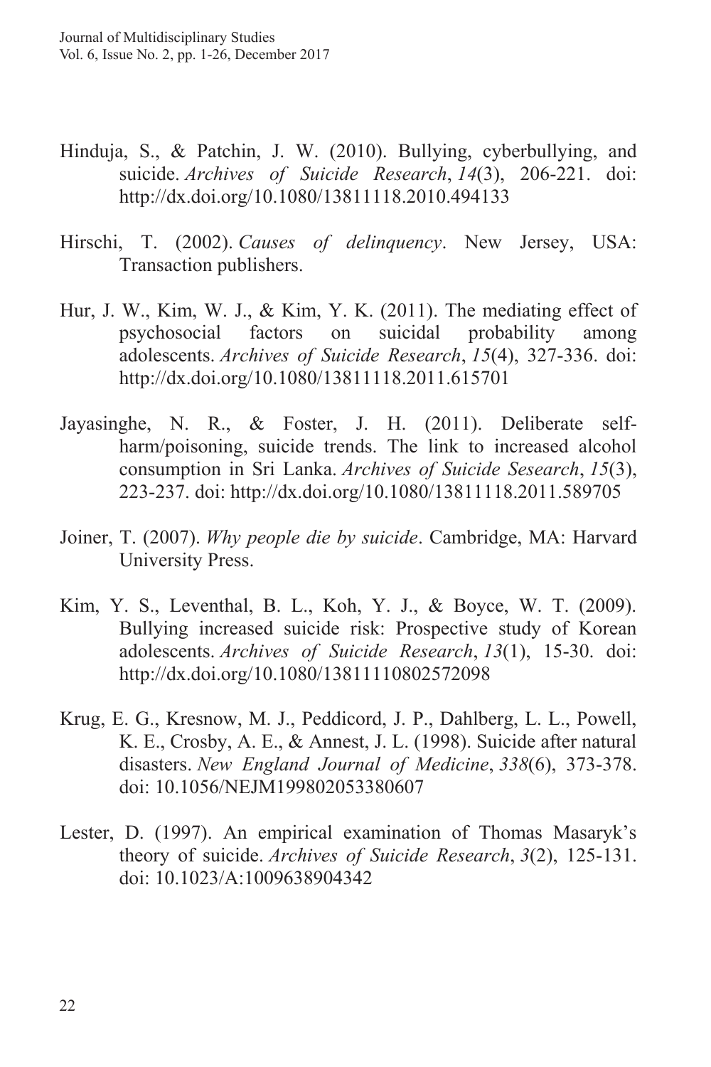Hinduja, S., & Patchin, J. W. (2010). Bullying, cyberbullying, and suicide. *Archives of Suicide Research*, *14*(3), 206-221. doi: http://dx.doi.org/10.1080/13811118.2010.494133

Hirschi, T. (2002). *Causes of delinquency*. New Jersey, USA: Transaction publishers.

Hur, J. W., Kim, W. J., & Kim, Y. K. (2011). The mediating effect of psychosocial factors on suicidal probability among adolescents. *Archives of Suicide Research*, *15*(4), 327-336. doi: http://dx.doi.org/10.1080/13811118.2011.615701

Jayasinghe, N. R., & Foster, J. H. (2011). Deliberate self-harm/poisoning, suicide trends. The link to increased alcohol consumption in Sri Lanka. *Archives of Suicide Sesearch*, *15*(3), 223-237. doi: http://dx.doi.org/10.1080/13811118.2011.589705

Joiner, T. (2007). *Why people die by suicide*. Cambridge, MA: Harvard University Press.

Kim, Y. S., Leventhal, B. L., Koh, Y. J., & Boyce, W. T. (2009). Bullying increased suicide risk: Prospective study of Korean adolescents. *Archives of Suicide Research*, *13*(1), 15-30. doi: http://dx.doi.org/10.1080/13811110802572098

Krug, E. G., Kresnow, M. J., Peddicord, J. P., Dahlberg, L. L., Powell, K. E., Crosby, A. E., & Annest, J. L. (1998). Suicide after natural disasters. *New England Journal of Medicine*, *338*(6), 373-378. doi: 10.1056/NEJM199802053380607

Lester, D. (1997). An empirical examination of Thomas Masaryk's theory of suicide. *Archives of Suicide Research*, *3*(2), 125-131. doi: 10.1023/A:1009638904342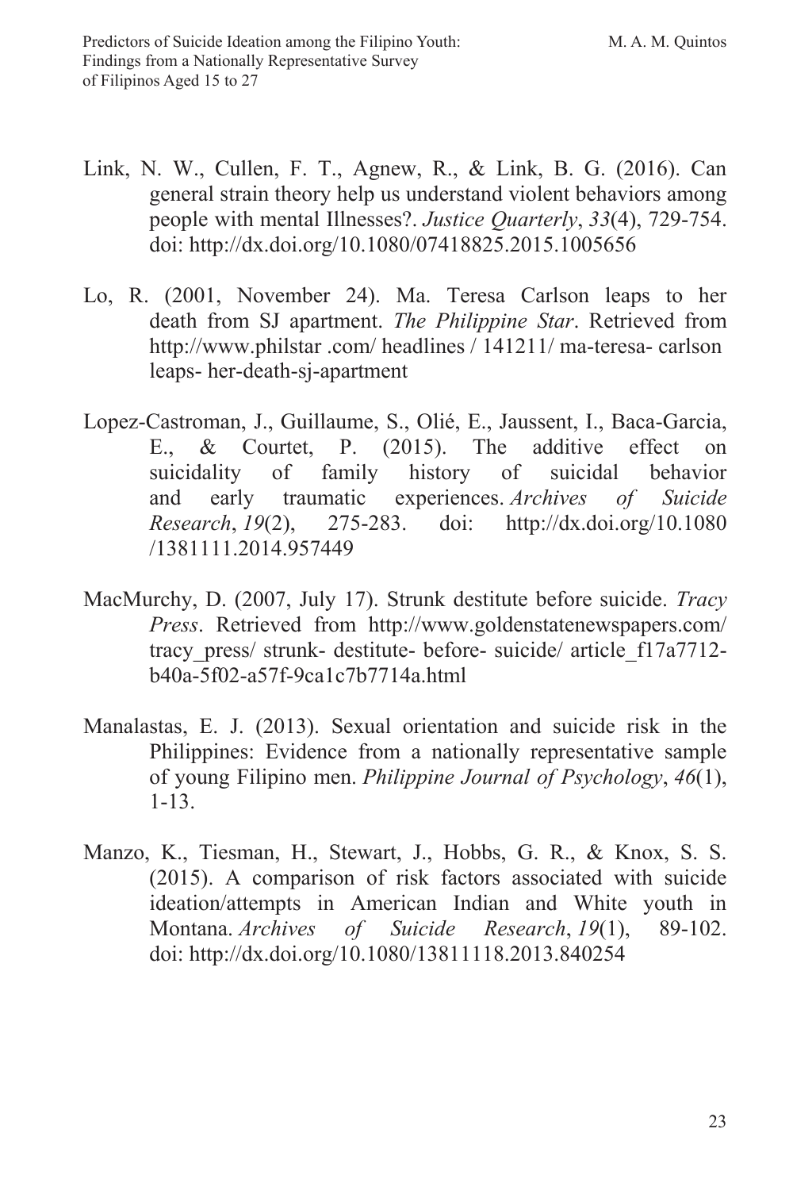Link, N. W., Cullen, F. T., Agnew, R., & Link, B. G. (2016). Can general strain theory help us understand violent behaviors among people with mental Illnesses?. *Justice Quarterly*, *33*(4), 729-754. doi: http://dx.doi.org/10.1080/07418825.2015.1005656

Lo, R. (2001, November 24). Ma. Teresa Carlson leaps to her death from SJ apartment. *The Philippine Star*. Retrieved from http://www.philstar .com/ headlines / 141211/ ma-teresa- carlson leaps- her-death-sj-apartment

Lopez-Castroman, J., Guillaume, S., Olié, E., Jaussent, I., Baca-Garcia, E., & Courtet, P. (2015). The additive effect on suicidality of family history of suicidal behavior and early traumatic experiences. *Archives of Suicide Research*, *19*(2), 275-283. doi: http://dx.doi.org/10.1080 /1381111.2014.957449

MacMurchy, D. (2007, July 17). Strunk destitute before suicide. *Tracy Press*. Retrieved from http://www.goldenstatenewspapers.com/ tracy_press/ strunk- destitute- before- suicide/ article_f17a7712-b40a-5f02-a57f-9ca1c7b7714a.html

Manalastas, E. J. (2013). Sexual orientation and suicide risk in the Philippines: Evidence from a nationally representative sample of young Filipino men. *Philippine Journal of Psychology*, *46*(1), 1-13.

Manzo, K., Tiesman, H., Stewart, J., Hobbs, G. R., & Knox, S. S. (2015). A comparison of risk factors associated with suicide ideation/attempts in American Indian and White youth in Montana. *Archives of Suicide Research*, *19*(1), 89-102. doi: http://dx.doi.org/10.1080/13811118.2013.840254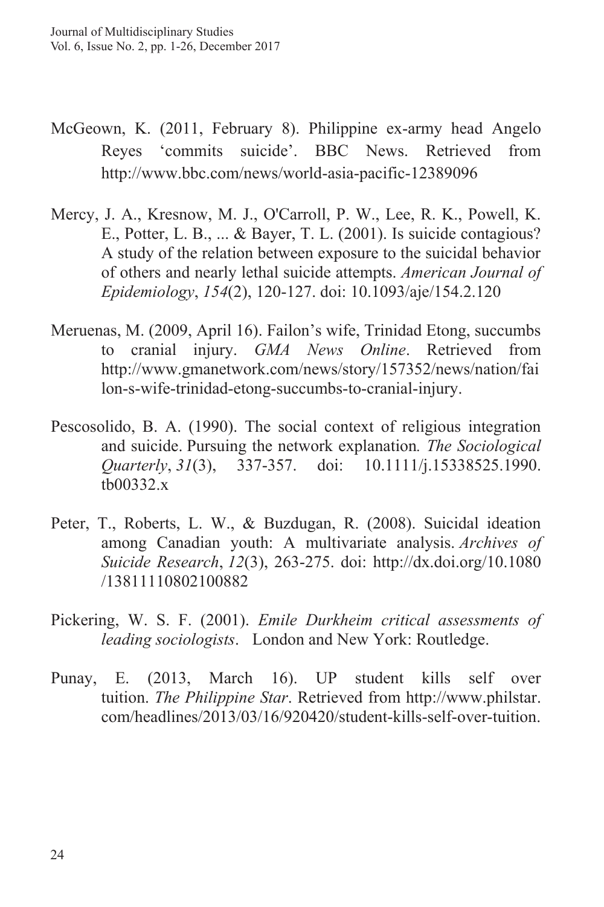McGeown, K. (2011, February 8). Philippine ex-army head Angelo Reyes 'commits suicide'. BBC News. Retrieved from http://www.bbc.com/news/world-asia-pacific-12389096

Mercy, J. A., Kresnow, M. J., O'Carroll, P. W., Lee, R. K., Powell, K. E., Potter, L. B., ... & Bayer, T. L. (2001). Is suicide contagious? A study of the relation between exposure to the suicidal behavior of others and nearly lethal suicide attempts. *American Journal of Epidemiology*, *154*(2), 120-127. doi: 10.1093/aje/154.2.120

Meruenas, M. (2009, April 16). Failon's wife, Trinidad Etong, succumbs to cranial injury. *GMA News Online*. Retrieved from http://www.gmanetwork.com/news/story/157352/news/nation/failon-s-wife-trinidad-etong-succumbs-to-cranial-injury.

Pescosolido, B. A. (1990). The social context of religious integration and suicide. Pursuing the network explanation*. The Sociological Quarterly*, *31*(3), 337-357. doi: 10.1111/j.15338525.1990.tb00332.x

Peter, T., Roberts, L. W., & Buzdugan, R. (2008). Suicidal ideation among Canadian youth: A multivariate analysis. *Archives of Suicide Research*, *12*(3), 263-275. doi: http://dx.doi.org/10.1080/13811110802100882

Pickering, W. S. F. (2001). *Emile Durkheim critical assessments of leading sociologists*. London and New York: Routledge.

Punay, E. (2013, March 16). UP student kills self over tuition. *The Philippine Star*. Retrieved from http://www.philstar.com/headlines/2013/03/16/920420/student-kills-self-over-tuition.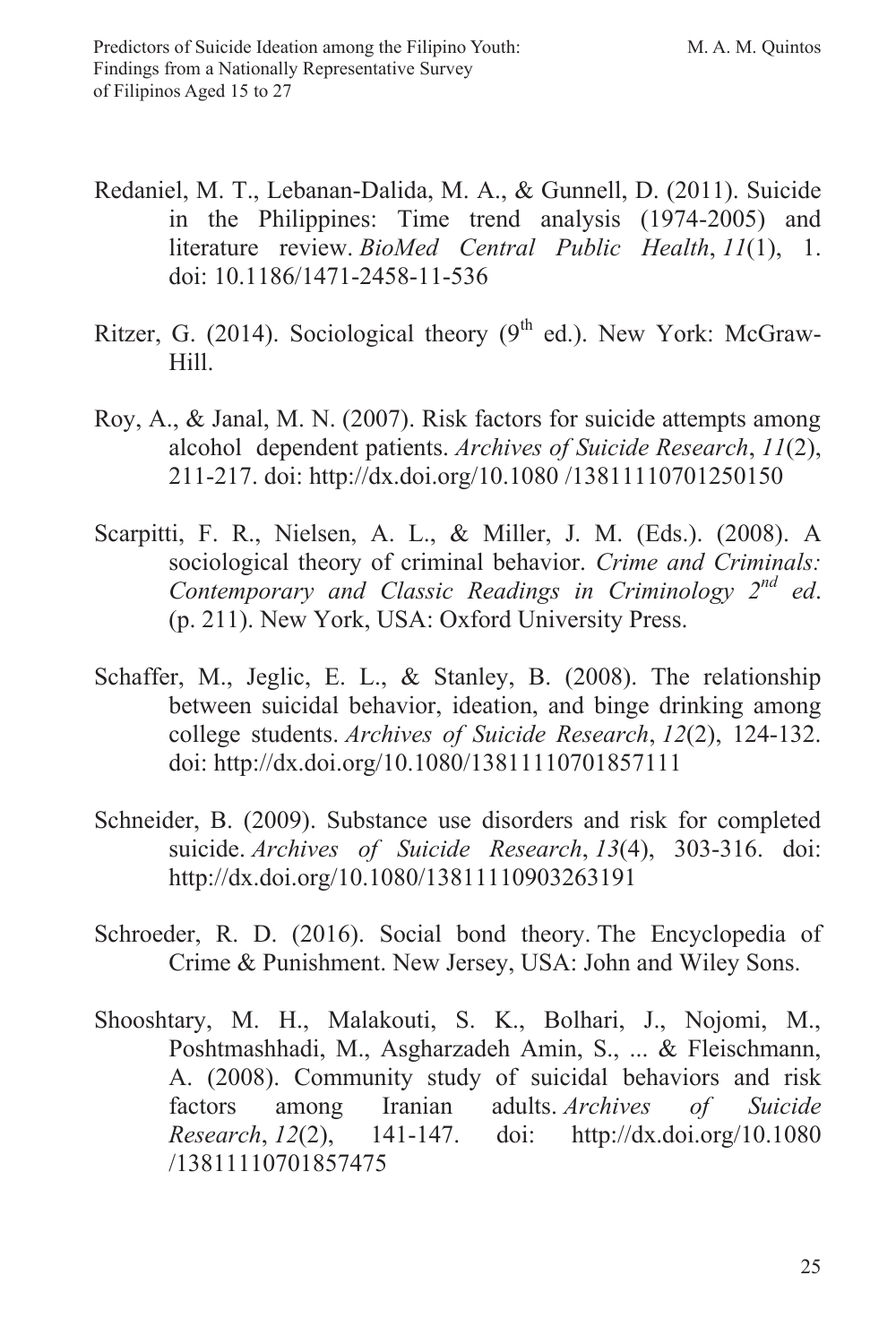Redaniel, M. T., Lebanan-Dalida, M. A., & Gunnell, D. (2011). Suicide in the Philippines: Time trend analysis (1974-2005) and literature review. *BioMed Central Public Health*, *11*(1), 1. doi: 10.1186/1471-2458-11-536

Ritzer, G. (2014). Sociological theory (9th ed.). New York: McGraw-Hill.

Roy, A., & Janal, M. N. (2007). Risk factors for suicide attempts among alcohol dependent patients. *Archives of Suicide Research*, *11*(2), 211-217. doi: http://dx.doi.org/10.1080 /13811110701250150

Scarpitti, F. R., Nielsen, A. L., & Miller, J. M. (Eds.). (2008). A sociological theory of criminal behavior. *Crime and Criminals: Contemporary and Classic Readings in Criminology 2nd ed*. (p. 211). New York, USA: Oxford University Press.

Schaffer, M., Jeglic, E. L., & Stanley, B. (2008). The relationship between suicidal behavior, ideation, and binge drinking among college students. *Archives of Suicide Research*, *12*(2), 124-132. doi: http://dx.doi.org/10.1080/13811110701857111

Schneider, B. (2009). Substance use disorders and risk for completed suicide. *Archives of Suicide Research*, *13*(4), 303-316. doi: http://dx.doi.org/10.1080/13811110903263191

Schroeder, R. D. (2016). Social bond theory. The Encyclopedia of Crime & Punishment. New Jersey, USA: John and Wiley Sons.

Shooshtary, M. H., Malakouti, S. K., Bolhari, J., Nojomi, M., Poshtmashhadi, M., Asgharzadeh Amin, S., ... & Fleischmann, A. (2008). Community study of suicidal behaviors and risk factors among Iranian adults. *Archives of Suicide Research*, *12*(2), 141-147. doi: http://dx.doi.org/10.1080 /13811110701857475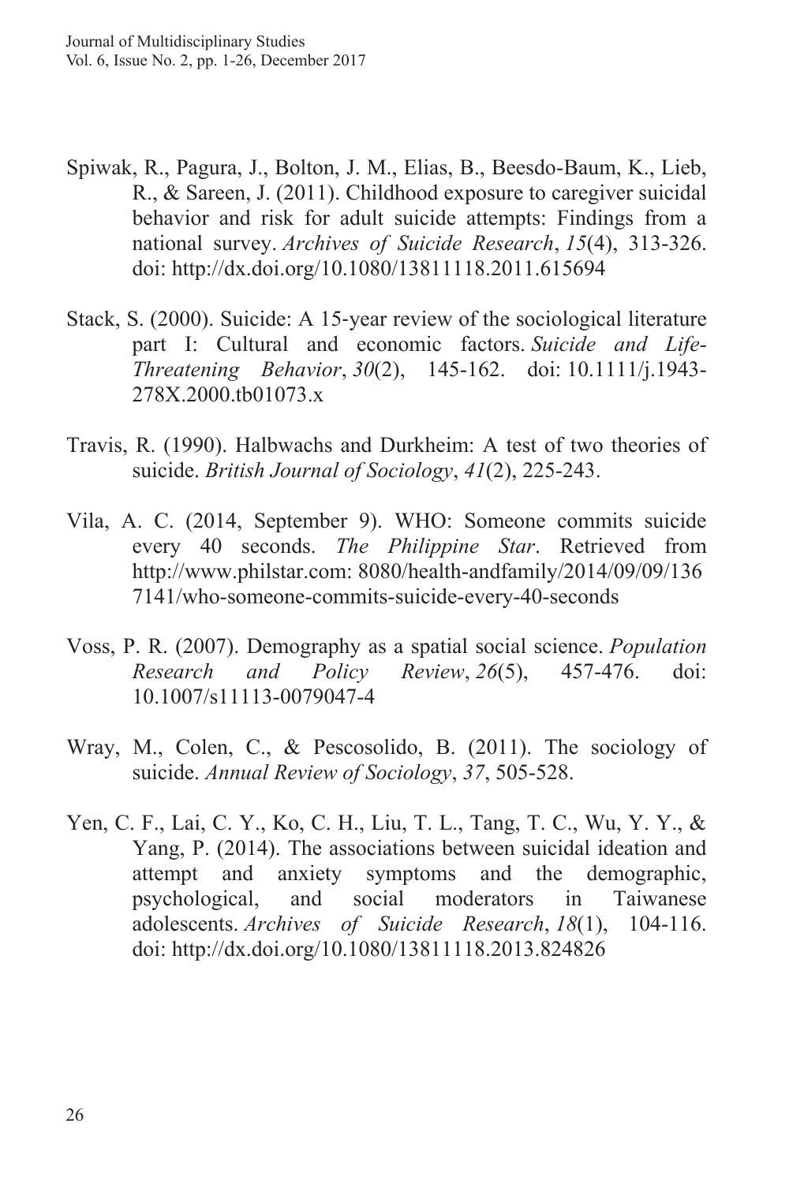Spiwak, R., Pagura, J., Bolton, J. M., Elias, B., Beesdo-Baum, K., Lieb, R., & Sareen, J. (2011). Childhood exposure to caregiver suicidal behavior and risk for adult suicide attempts: Findings from a national survey. *Archives of Suicide Research*, *15*(4), 313-326. doi: http://dx.doi.org/10.1080/13811118.2011.615694

Stack, S. (2000). Suicide: A 15-year review of the sociological literature part I: Cultural and economic factors. *Suicide and Life-Threatening Behavior*, *30*(2), 145-162. doi: 10.1111/j.1943-278X.2000.tb01073.x

Travis, R. (1990). Halbwachs and Durkheim: A test of two theories of suicide. *British Journal of Sociology*, *41*(2), 225-243.

Vila, A. C. (2014, September 9). WHO: Someone commits suicide every 40 seconds. *The Philippine Star*. Retrieved from http://www.philstar.com: 8080/health-andfamily/2014/09/09/1367141/who-someone-commits-suicide-every-40-seconds

Voss, P. R. (2007). Demography as a spatial social science. *Population Research and Policy Review*, *26*(5), 457-476. doi: 10.1007/s11113-0079047-4

Wray, M., Colen, C., & Pescosolido, B. (2011). The sociology of suicide. *Annual Review of Sociology*, *37*, 505-528.

Yen, C. F., Lai, C. Y., Ko, C. H., Liu, T. L., Tang, T. C., Wu, Y. Y., & Yang, P. (2014). The associations between suicidal ideation and attempt and anxiety symptoms and the demographic, psychological, and social moderators in Taiwanese adolescents. *Archives of Suicide Research*, *18*(1), 104-116. doi: http://dx.doi.org/10.1080/13811118.2013.824826